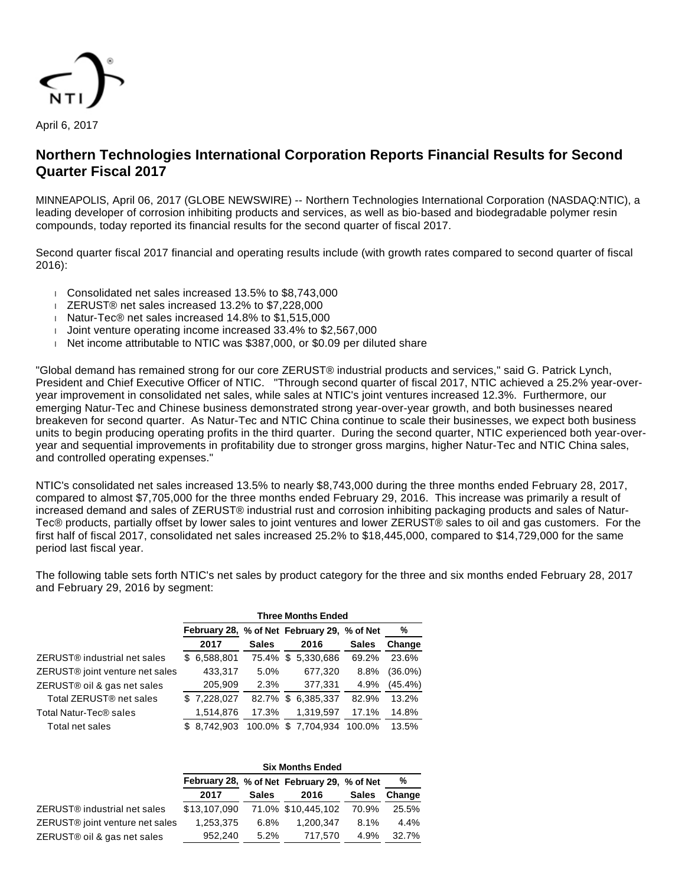April 6, 2017

# Northern Technologies International Corporation Reports Financial Results for Second Quarter Fiscal 2017

MINNEAPOLIS, April 06, 2017 (GLOBE NEWSWIRE) -- Northern Technologies International Corporation (NASDAQ:NTIC), a leading developer of corrosion inhibiting products and services, as well as bio-based and biodegradable polymer resin compounds, today reported its financial results for the second quarter of fiscal 2017.

Second quarter fiscal 2017 financial and operating results include (with growth rates compared to second quarter of fiscal 2016):

- Consolidated net sales increased 13.5% to $8,743,000
- ZERUST® net sales increased 13.2% to $7,228,000
- Natur-Tec® net sales increased 14.8% to $1,515,000
- Joint venture operating income increased 33.4% to $2,567,000
- Net income attributable to NTIC was $387,000, or $0.09 per diluted share

"Global demand has remained strong for our core ZERUST® industrial products and services," said G. Patrick Lynch, President and Chief Executive Officer of NTIC. "Through second quarter of fiscal 2017, NTIC achieved a 25.2% year-over-year improvement in consolidated net sales, while sales at NTIC's joint ventures increased 12.3%. Furthermore, our emerging Natur-Tec and Chinese business demonstrated strong year-over-year growth, and both businesses neared breakeven for second quarter. As Natur-Tec and NTIC China continue to scale their businesses, we expect both business units to begin producing operating profits in the third quarter. During the second quarter, NTIC experienced both year-over-year and sequential improvements in profitability due to stronger gross margins, higher Natur-Tec and NTIC China sales, and controlled operating expenses."

NTIC's consolidated net sales increased 13.5% to nearly $8,743,000 during the three months ended February 28, 2017, compared to almost $7,705,000 for the three months ended February 29, 2016. This increase was primarily a result of increased demand and sales of ZERUST® industrial rust and corrosion inhibiting packaging products and sales of Natur-Tec® products, partially offset by lower sales to joint ventures and lower ZERUST® sales to oil and gas customers. For the first half of fiscal 2017, consolidated net sales increased 25.2% to $18,445,000, compared to $14,729,000 for the same period last fiscal year.

The following table sets forth NTIC's net sales by product category for the three and six months ended February 28, 2017 and February 29, 2016 by segment:

| | Three Months Ended | | | | |
|---|---|---|---|---|---|
| | February 28, 2017 | % of Net Sales | February 29, 2016 | % of Net Sales | % Change |
| ZERUST® industrial net sales | $ 6,588,801 | 75.4% | $ 5,330,686 | 69.2% | 23.6% |
| ZERUST® joint venture net sales | 433,317 | 5.0% | 677,320 | 8.8% | (36.0%) |
| ZERUST® oil & gas net sales | 205,909 | 2.3% | 377,331 | 4.9% | (45.4%) |
| Total ZERUST® net sales | $ 7,228,027 | 82.7% | $ 6,385,337 | 82.9% | 13.2% |
| Total Natur-Tec® sales | 1,514,876 | 17.3% | 1,319,597 | 17.1% | 14.8% |
| Total net sales | $ 8,742,903 | 100.0% | $ 7,704,934 | 100.0% | 13.5% |

| | Six Months Ended | | | | |
|---|---|---|---|---|---|
| | February 28, 2017 | % of Net Sales | February 29, 2016 | % of Net Sales | % Change |
| ZERUST® industrial net sales | $13,107,090 | 71.0% | $10,445,102 | 70.9% | 25.5% |
| ZERUST® joint venture net sales | 1,253,375 | 6.8% | 1,200,347 | 8.1% | 4.4% |
| ZERUST® oil & gas net sales | 952,240 | 5.2% | 717,570 | 4.9% | 32.7% |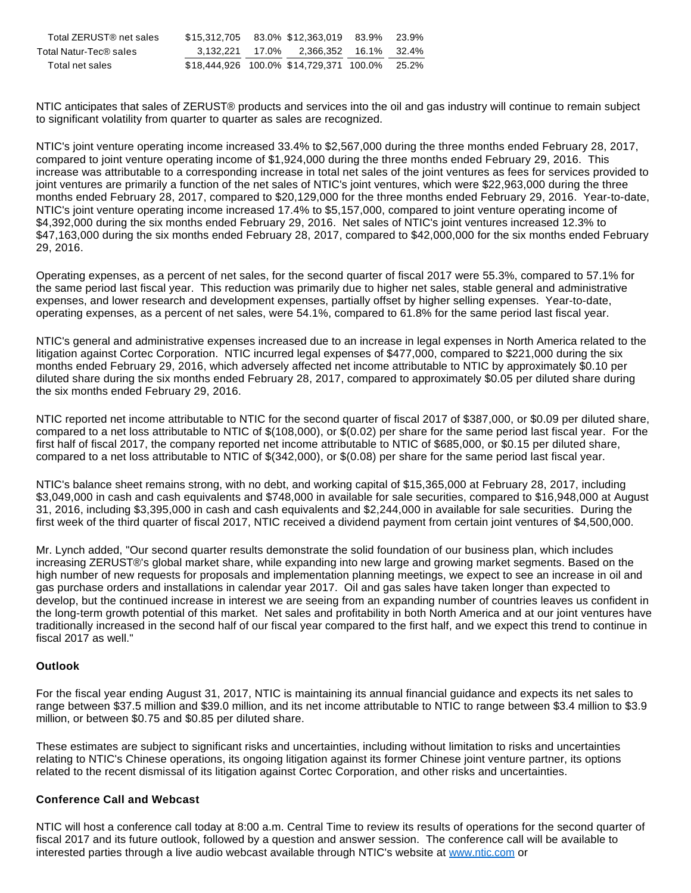| | | | | | |
|---|---|---|---|---|---|
| Total ZERUST® net sales | $15,312,705 | 83.0% | $12,363,019 | 83.9% | 23.9% |
| Total Natur-Tec® sales | 3,132,221 | 17.0% | 2,366,352 | 16.1% | 32.4% |
| Total net sales | $18,444,926 | 100.0% | $14,729,371 | 100.0% | 25.2% |

NTIC anticipates that sales of ZERUST® products and services into the oil and gas industry will continue to remain subject to significant volatility from quarter to quarter as sales are recognized.

NTIC's joint venture operating income increased 33.4% to $2,567,000 during the three months ended February 28, 2017, compared to joint venture operating income of $1,924,000 during the three months ended February 29, 2016. This increase was attributable to a corresponding increase in total net sales of the joint ventures as fees for services provided to joint ventures are primarily a function of the net sales of NTIC's joint ventures, which were $22,963,000 during the three months ended February 28, 2017, compared to $20,129,000 for the three months ended February 29, 2016. Year-to-date, NTIC's joint venture operating income increased 17.4% to $5,157,000, compared to joint venture operating income of $4,392,000 during the six months ended February 29, 2016. Net sales of NTIC's joint ventures increased 12.3% to $47,163,000 during the six months ended February 28, 2017, compared to $42,000,000 for the six months ended February 29, 2016.

Operating expenses, as a percent of net sales, for the second quarter of fiscal 2017 were 55.3%, compared to 57.1% for the same period last fiscal year. This reduction was primarily due to higher net sales, stable general and administrative expenses, and lower research and development expenses, partially offset by higher selling expenses. Year-to-date, operating expenses, as a percent of net sales, were 54.1%, compared to 61.8% for the same period last fiscal year.

NTIC's general and administrative expenses increased due to an increase in legal expenses in North America related to the litigation against Cortec Corporation. NTIC incurred legal expenses of $477,000, compared to $221,000 during the six months ended February 29, 2016, which adversely affected net income attributable to NTIC by approximately $0.10 per diluted share during the six months ended February 28, 2017, compared to approximately $0.05 per diluted share during the six months ended February 29, 2016.

NTIC reported net income attributable to NTIC for the second quarter of fiscal 2017 of $387,000, or $0.09 per diluted share, compared to a net loss attributable to NTIC of $(108,000), or $(0.02) per share for the same period last fiscal year. For the first half of fiscal 2017, the company reported net income attributable to NTIC of $685,000, or $0.15 per diluted share, compared to a net loss attributable to NTIC of $(342,000), or $(0.08) per share for the same period last fiscal year.

NTIC's balance sheet remains strong, with no debt, and working capital of $15,365,000 at February 28, 2017, including $3,049,000 in cash and cash equivalents and $748,000 in available for sale securities, compared to $16,948,000 at August 31, 2016, including $3,395,000 in cash and cash equivalents and $2,244,000 in available for sale securities. During the first week of the third quarter of fiscal 2017, NTIC received a dividend payment from certain joint ventures of $4,500,000.

Mr. Lynch added, "Our second quarter results demonstrate the solid foundation of our business plan, which includes increasing ZERUST®'s global market share, while expanding into new large and growing market segments. Based on the high number of new requests for proposals and implementation planning meetings, we expect to see an increase in oil and gas purchase orders and installations in calendar year 2017. Oil and gas sales have taken longer than expected to develop, but the continued increase in interest we are seeing from an expanding number of countries leaves us confident in the long-term growth potential of this market. Net sales and profitability in both North America and at our joint ventures have traditionally increased in the second half of our fiscal year compared to the first half, and we expect this trend to continue in fiscal 2017 as well."

**Outlook**

For the fiscal year ending August 31, 2017, NTIC is maintaining its annual financial guidance and expects its net sales to range between $37.5 million and $39.0 million, and its net income attributable to NTIC to range between $3.4 million to $3.9 million, or between $0.75 and $0.85 per diluted share.

These estimates are subject to significant risks and uncertainties, including without limitation to risks and uncertainties relating to NTIC's Chinese operations, its ongoing litigation against its former Chinese joint venture partner, its options related to the recent dismissal of its litigation against Cortec Corporation, and other risks and uncertainties.

**Conference Call and Webcast**

NTIC will host a conference call today at 8:00 a.m. Central Time to review its results of operations for the second quarter of fiscal 2017 and its future outlook, followed by a question and answer session. The conference call will be available to interested parties through a live audio webcast available through NTIC's website at [www.ntic.com](http://www.ntic.com) or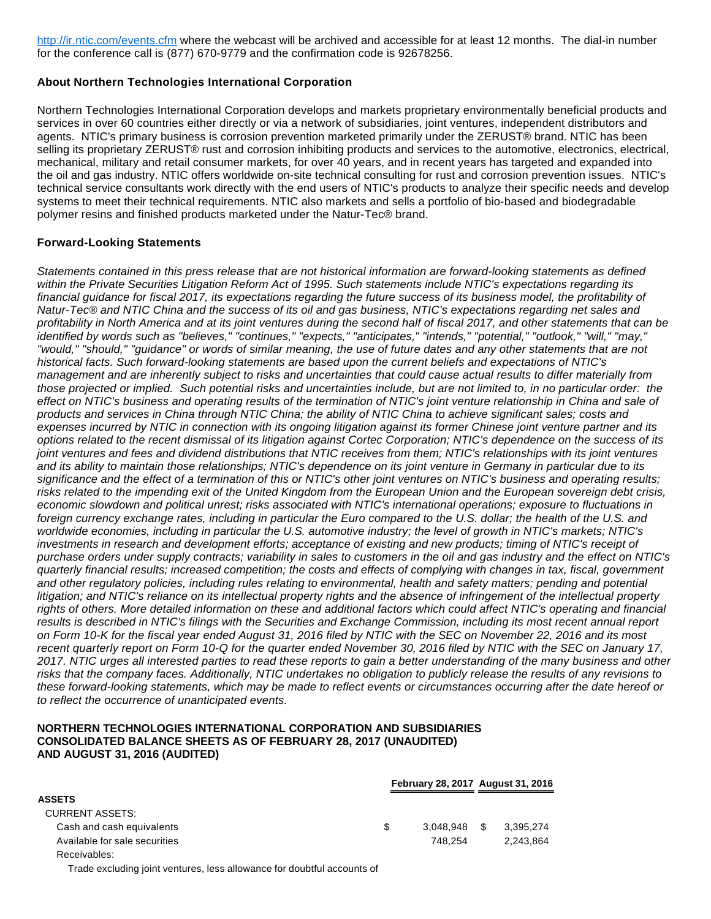http://ir.ntic.com/events.cfm where the webcast will be archived and accessible for at least 12 months. The dial-in number for the conference call is (877) 670-9779 and the confirmation code is 92678256.

**About Northern Technologies International Corporation**

Northern Technologies International Corporation develops and markets proprietary environmentally beneficial products and services in over 60 countries either directly or via a network of subsidiaries, joint ventures, independent distributors and agents. NTIC's primary business is corrosion prevention marketed primarily under the ZERUST® brand. NTIC has been selling its proprietary ZERUST® rust and corrosion inhibiting products and services to the automotive, electronics, electrical, mechanical, military and retail consumer markets, for over 40 years, and in recent years has targeted and expanded into the oil and gas industry. NTIC offers worldwide on-site technical consulting for rust and corrosion prevention issues. NTIC's technical service consultants work directly with the end users of NTIC's products to analyze their specific needs and develop systems to meet their technical requirements. NTIC also markets and sells a portfolio of bio-based and biodegradable polymer resins and finished products marketed under the Natur-Tec® brand.

**Forward-Looking Statements**

*Statements contained in this press release that are not historical information are forward-looking statements as defined within the Private Securities Litigation Reform Act of 1995. Such statements include NTIC's expectations regarding its financial guidance for fiscal 2017, its expectations regarding the future success of its business model, the profitability of Natur-Tec® and NTIC China and the success of its oil and gas business, NTIC's expectations regarding net sales and profitability in North America and at its joint ventures during the second half of fiscal 2017, and other statements that can be identified by words such as "believes," "continues," "expects," "anticipates," "intends," "potential," "outlook," "will," "may," "would," "should," "guidance" or words of similar meaning, the use of future dates and any other statements that are not historical facts. Such forward-looking statements are based upon the current beliefs and expectations of NTIC's management and are inherently subject to risks and uncertainties that could cause actual results to differ materially from those projected or implied. Such potential risks and uncertainties include, but are not limited to, in no particular order: the effect on NTIC's business and operating results of the termination of NTIC's joint venture relationship in China and sale of products and services in China through NTIC China; the ability of NTIC China to achieve significant sales; costs and expenses incurred by NTIC in connection with its ongoing litigation against its former Chinese joint venture partner and its options related to the recent dismissal of its litigation against Cortec Corporation; NTIC's dependence on the success of its joint ventures and fees and dividend distributions that NTIC receives from them; NTIC's relationships with its joint ventures and its ability to maintain those relationships; NTIC's dependence on its joint venture in Germany in particular due to its significance and the effect of a termination of this or NTIC's other joint ventures on NTIC's business and operating results; risks related to the impending exit of the United Kingdom from the European Union and the European sovereign debt crisis, economic slowdown and political unrest; risks associated with NTIC's international operations; exposure to fluctuations in foreign currency exchange rates, including in particular the Euro compared to the U.S. dollar; the health of the U.S. and worldwide economies, including in particular the U.S. automotive industry; the level of growth in NTIC's markets; NTIC's investments in research and development efforts; acceptance of existing and new products; timing of NTIC's receipt of purchase orders under supply contracts; variability in sales to customers in the oil and gas industry and the effect on NTIC's quarterly financial results; increased competition; the costs and effects of complying with changes in tax, fiscal, government and other regulatory policies, including rules relating to environmental, health and safety matters; pending and potential litigation; and NTIC's reliance on its intellectual property rights and the absence of infringement of the intellectual property rights of others. More detailed information on these and additional factors which could affect NTIC's operating and financial results is described in NTIC's filings with the Securities and Exchange Commission, including its most recent annual report on Form 10-K for the fiscal year ended August 31, 2016 filed by NTIC with the SEC on November 22, 2016 and its most recent quarterly report on Form 10-Q for the quarter ended November 30, 2016 filed by NTIC with the SEC on January 17, 2017. NTIC urges all interested parties to read these reports to gain a better understanding of the many business and other risks that the company faces. Additionally, NTIC undertakes no obligation to publicly release the results of any revisions to these forward-looking statements, which may be made to reflect events or circumstances occurring after the date hereof or to reflect the occurrence of unanticipated events.*

**NORTHERN TECHNOLOGIES INTERNATIONAL CORPORATION AND SUBSIDIARIES**
**CONSOLIDATED BALANCE SHEETS AS OF FEBRUARY 28, 2017 (UNAUDITED)**
**AND AUGUST 31, 2016 (AUDITED)**

| | February 28, 2017 | August 31, 2016 |
|---|---|---|
| **ASSETS** | | |
| CURRENT ASSETS: | | |
| Cash and cash equivalents | $ 3,048,948 | $ 3,395,274 |
| Available for sale securities | 748,254 | 2,243,864 |
| Receivables: | | |
| Trade excluding joint ventures, less allowance for doubtful accounts of | | |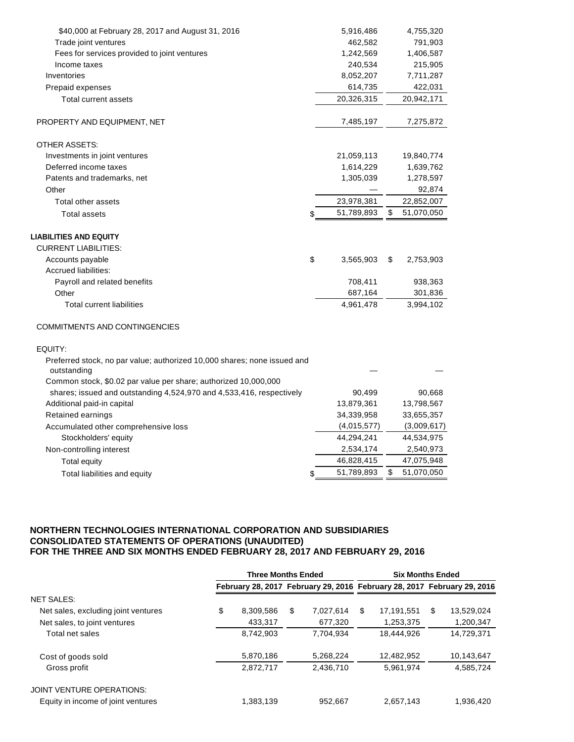| | February 28, 2017 | August 31, 2016 |
|---|---|---|
| $40,000 at February 28, 2017 and August 31, 2016 | 5,916,486 | 4,755,320 |
| Trade joint ventures | 462,582 | 791,903 |
| Fees for services provided to joint ventures | 1,242,569 | 1,406,587 |
| Income taxes | 240,534 | 215,905 |
| Inventories | 8,052,207 | 7,711,287 |
| Prepaid expenses | 614,735 | 422,031 |
| Total current assets | 20,326,315 | 20,942,171 |
| PROPERTY AND EQUIPMENT, NET | 7,485,197 | 7,275,872 |
| OTHER ASSETS: | | |
| Investments in joint ventures | 21,059,113 | 19,840,774 |
| Deferred income taxes | 1,614,229 | 1,639,762 |
| Patents and trademarks, net | 1,305,039 | 1,278,597 |
| Other | — | 92,874 |
| Total other assets | 23,978,381 | 22,852,007 |
| Total assets | $ 51,789,893 | $ 51,070,050 |
| **LIABILITIES AND EQUITY** | | |
| CURRENT LIABILITIES: | | |
| Accounts payable | $ 3,565,903 | $ 2,753,903 |
| Accrued liabilities: | | |
| Payroll and related benefits | 708,411 | 938,363 |
| Other | 687,164 | 301,836 |
| Total current liabilities | 4,961,478 | 3,994,102 |
| COMMITMENTS AND CONTINGENCIES | | |
| EQUITY: | | |
| Preferred stock, no par value; authorized 10,000 shares; none issued and outstanding | — | — |
| Common stock, $0.02 par value per share; authorized 10,000,000 shares; issued and outstanding 4,524,970 and 4,533,416, respectively | 90,499 | 90,668 |
| Additional paid-in capital | 13,879,361 | 13,798,567 |
| Retained earnings | 34,339,958 | 33,655,357 |
| Accumulated other comprehensive loss | (4,015,577) | (3,009,617) |
| Stockholders' equity | 44,294,241 | 44,534,975 |
| Non-controlling interest | 2,534,174 | 2,540,973 |
| Total equity | 46,828,415 | 47,075,948 |
| Total liabilities and equity | $ 51,789,893 | $ 51,070,050 |

**NORTHERN TECHNOLOGIES INTERNATIONAL CORPORATION AND SUBSIDIARIES**
**CONSOLIDATED STATEMENTS OF OPERATIONS (UNAUDITED)**
**FOR THE THREE AND SIX MONTHS ENDED FEBRUARY 28, 2017 AND FEBRUARY 29, 2016**

| | Three Months Ended | | Six Months Ended | |
|---|---|---|---|---|
| | February 28, 2017 | February 29, 2016 | February 28, 2017 | February 29, 2016 |
| NET SALES: | | | | |
| Net sales, excluding joint ventures | $ 8,309,586 | $ 7,027,614 | $ 17,191,551 | $ 13,529,024 |
| Net sales, to joint ventures | 433,317 | 677,320 | 1,253,375 | 1,200,347 |
| Total net sales | 8,742,903 | 7,704,934 | 18,444,926 | 14,729,371 |
| Cost of goods sold | 5,870,186 | 5,268,224 | 12,482,952 | 10,143,647 |
| Gross profit | 2,872,717 | 2,436,710 | 5,961,974 | 4,585,724 |
| JOINT VENTURE OPERATIONS: | | | | |
| Equity in income of joint ventures | 1,383,139 | 952,667 | 2,657,143 | 1,936,420 |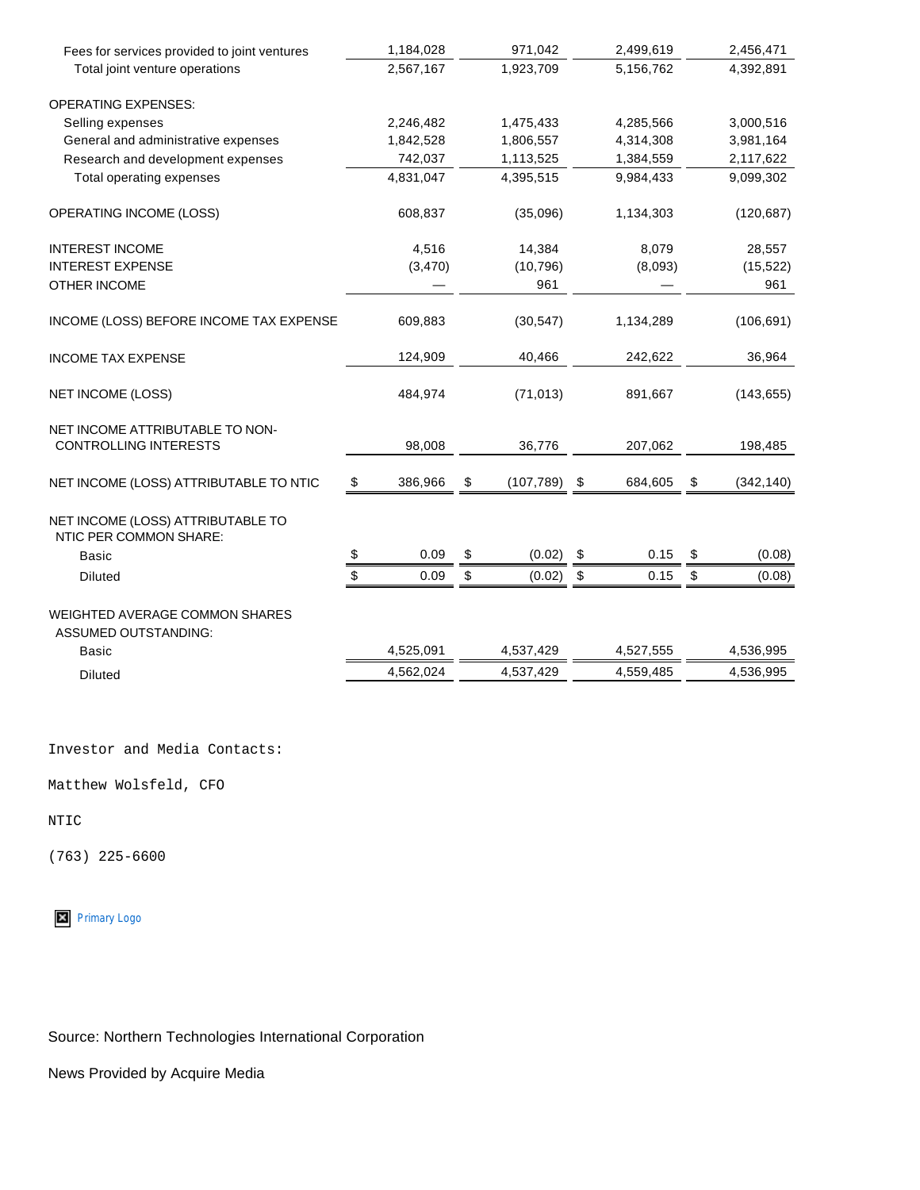| | | | | |
|---|---|---|---|---|
| Fees for services provided to joint ventures | 1,184,028 | 971,042 | 2,499,619 | 2,456,471 |
| Total joint venture operations | 2,567,167 | 1,923,709 | 5,156,762 | 4,392,891 |
| OPERATING EXPENSES: | | | | |
| Selling expenses | 2,246,482 | 1,475,433 | 4,285,566 | 3,000,516 |
| General and administrative expenses | 1,842,528 | 1,806,557 | 4,314,308 | 3,981,164 |
| Research and development expenses | 742,037 | 1,113,525 | 1,384,559 | 2,117,622 |
| Total operating expenses | 4,831,047 | 4,395,515 | 9,984,433 | 9,099,302 |
| OPERATING INCOME (LOSS) | 608,837 | (35,096) | 1,134,303 | (120,687) |
| INTEREST INCOME | 4,516 | 14,384 | 8,079 | 28,557 |
| INTEREST EXPENSE | (3,470) | (10,796) | (8,093) | (15,522) |
| OTHER INCOME | — | 961 | — | 961 |
| INCOME (LOSS) BEFORE INCOME TAX EXPENSE | 609,883 | (30,547) | 1,134,289 | (106,691) |
| INCOME TAX EXPENSE | 124,909 | 40,466 | 242,622 | 36,964 |
| NET INCOME (LOSS) | 484,974 | (71,013) | 891,667 | (143,655) |
| NET INCOME ATTRIBUTABLE TO NON-CONTROLLING INTERESTS | 98,008 | 36,776 | 207,062 | 198,485 |
| NET INCOME (LOSS) ATTRIBUTABLE TO NTIC | $ 386,966 | $ (107,789) | $ 684,605 | $ (342,140) |
| NET INCOME (LOSS) ATTRIBUTABLE TO NTIC PER COMMON SHARE: | | | | |
| Basic | $ 0.09 | $ (0.02) | $ 0.15 | $ (0.08) |
| Diluted | $ 0.09 | $ (0.02) | $ 0.15 | $ (0.08) |
| WEIGHTED AVERAGE COMMON SHARES ASSUMED OUTSTANDING: | | | | |
| Basic | 4,525,091 | 4,537,429 | 4,527,555 | 4,536,995 |
| Diluted | 4,562,024 | 4,537,429 | 4,559,485 | 4,536,995 |

Investor and Media Contacts:

Matthew Wolsfeld, CFO

NTIC

(763) 225-6600

Primary Logo

Source: Northern Technologies International Corporation

News Provided by Acquire Media